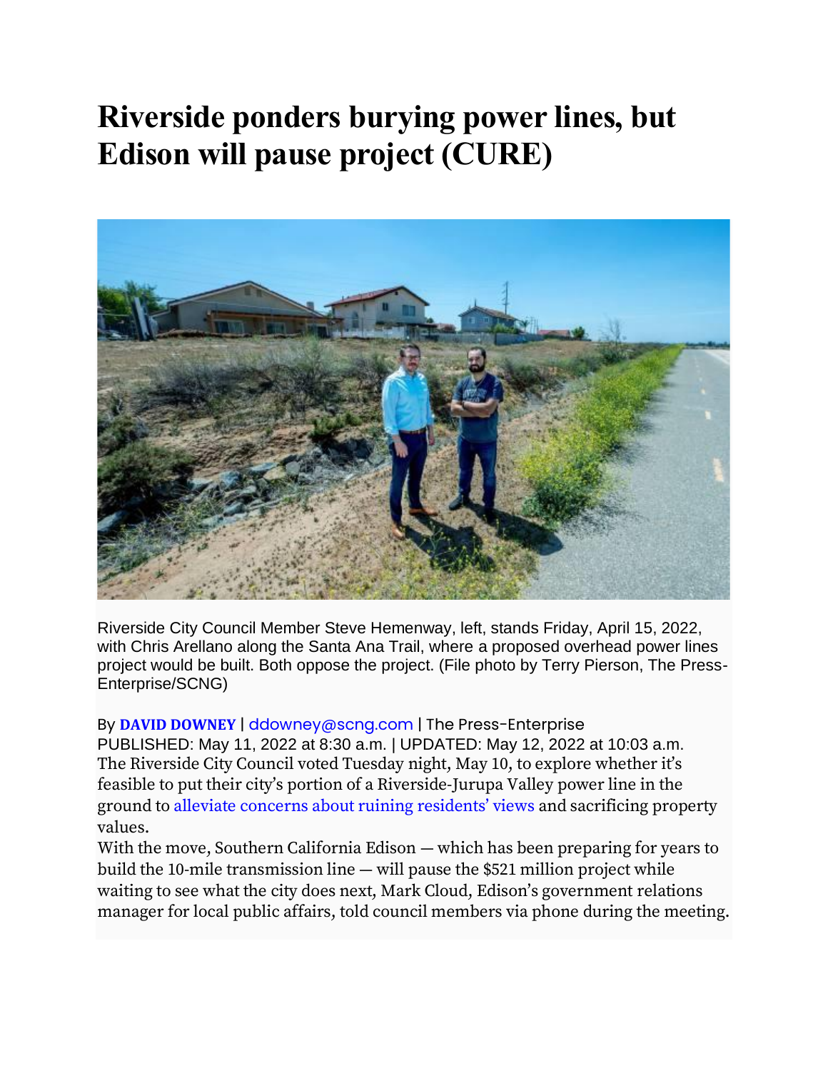# Riverside ponders burying power lines, but Edison will pause project (CURE)

Riverside City Council Member Steve Hemenway, left, stands Friday, April 15, 2022, with Chris Arellano along the Santa Ana Trail, where a proposed overhead power lines project would be built. Both oppose the project. (File photo by Terry Pierson, The Press-Enterprise/SCNG)

By **DAVID DOWNEY** | ddowney@scng.com | The Press-Enterprise
PUBLISHED: May 11, 2022 at 8:30 a.m. | UPDATED: May 12, 2022 at 10:03 a.m.

The Riverside City Council voted Tuesday night, May 10, to explore whether it's feasible to put their city's portion of a Riverside-Jurupa Valley power line in the ground to alleviate concerns about ruining residents' views and sacrificing property values.

With the move, Southern California Edison — which has been preparing for years to build the 10-mile transmission line — will pause the $521 million project while waiting to see what the city does next, Mark Cloud, Edison's government relations manager for local public affairs, told council members via phone during the meeting.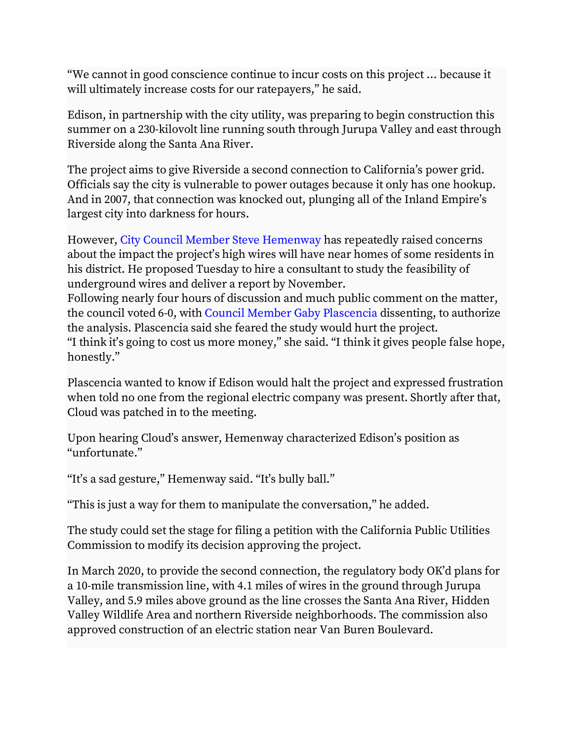"We cannot in good conscience continue to incur costs on this project ... because it will ultimately increase costs for our ratepayers," he said.

Edison, in partnership with the city utility, was preparing to begin construction this summer on a 230-kilovolt line running south through Jurupa Valley and east through Riverside along the Santa Ana River.

The project aims to give Riverside a second connection to California's power grid. Officials say the city is vulnerable to power outages because it only has one hookup. And in 2007, that connection was knocked out, plunging all of the Inland Empire's largest city into darkness for hours.

However, City Council Member Steve Hemenway has repeatedly raised concerns about the impact the project's high wires will have near homes of some residents in his district. He proposed Tuesday to hire a consultant to study the feasibility of underground wires and deliver a report by November.

Following nearly four hours of discussion and much public comment on the matter, the council voted 6-0, with Council Member Gaby Plascencia dissenting, to authorize the analysis. Plascencia said she feared the study would hurt the project.

"I think it's going to cost us more money," she said. "I think it gives people false hope, honestly."

Plascencia wanted to know if Edison would halt the project and expressed frustration when told no one from the regional electric company was present. Shortly after that, Cloud was patched in to the meeting.

Upon hearing Cloud's answer, Hemenway characterized Edison's position as "unfortunate."

"It's a sad gesture," Hemenway said. "It's bully ball."

"This is just a way for them to manipulate the conversation," he added.

The study could set the stage for filing a petition with the California Public Utilities Commission to modify its decision approving the project.

In March 2020, to provide the second connection, the regulatory body OK'd plans for a 10-mile transmission line, with 4.1 miles of wires in the ground through Jurupa Valley, and 5.9 miles above ground as the line crosses the Santa Ana River, Hidden Valley Wildlife Area and northern Riverside neighborhoods. The commission also approved construction of an electric station near Van Buren Boulevard.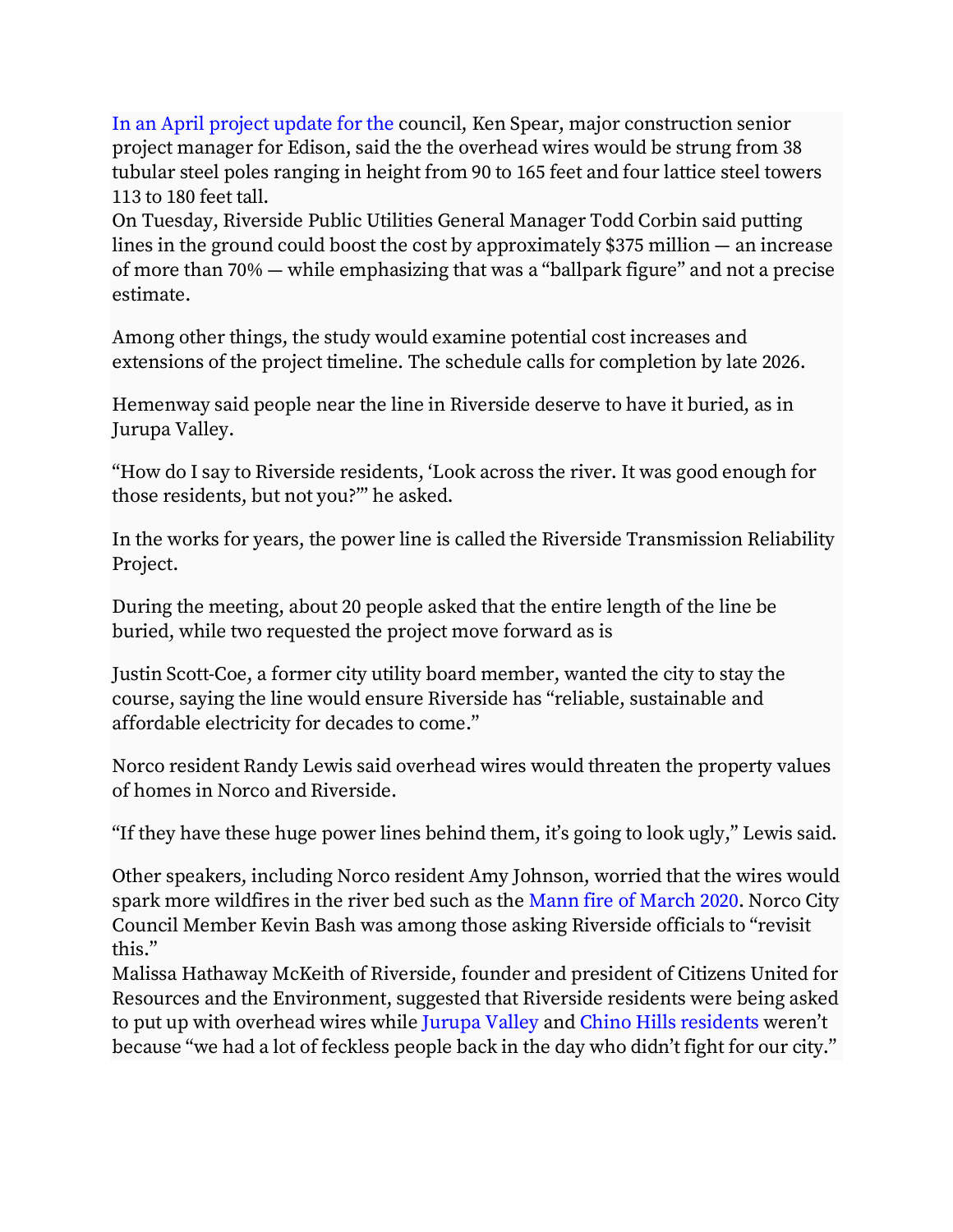In an April project update for the council, Ken Spear, major construction senior project manager for Edison, said the the overhead wires would be strung from 38 tubular steel poles ranging in height from 90 to 165 feet and four lattice steel towers 113 to 180 feet tall.
On Tuesday, Riverside Public Utilities General Manager Todd Corbin said putting lines in the ground could boost the cost by approximately $375 million — an increase of more than 70% — while emphasizing that was a "ballpark figure" and not a precise estimate.

Among other things, the study would examine potential cost increases and extensions of the project timeline. The schedule calls for completion by late 2026.

Hemenway said people near the line in Riverside deserve to have it buried, as in Jurupa Valley.

"How do I say to Riverside residents, 'Look across the river. It was good enough for those residents, but not you?'" he asked.

In the works for years, the power line is called the Riverside Transmission Reliability Project.

During the meeting, about 20 people asked that the entire length of the line be buried, while two requested the project move forward as is

Justin Scott-Coe, a former city utility board member, wanted the city to stay the course, saying the line would ensure Riverside has "reliable, sustainable and affordable electricity for decades to come."

Norco resident Randy Lewis said overhead wires would threaten the property values of homes in Norco and Riverside.

"If they have these huge power lines behind them, it's going to look ugly," Lewis said.

Other speakers, including Norco resident Amy Johnson, worried that the wires would spark more wildfires in the river bed such as the Mann fire of March 2020. Norco City Council Member Kevin Bash was among those asking Riverside officials to "revisit this."
Malissa Hathaway McKeith of Riverside, founder and president of Citizens United for Resources and the Environment, suggested that Riverside residents were being asked to put up with overhead wires while Jurupa Valley and Chino Hills residents weren't because "we had a lot of feckless people back in the day who didn't fight for our city."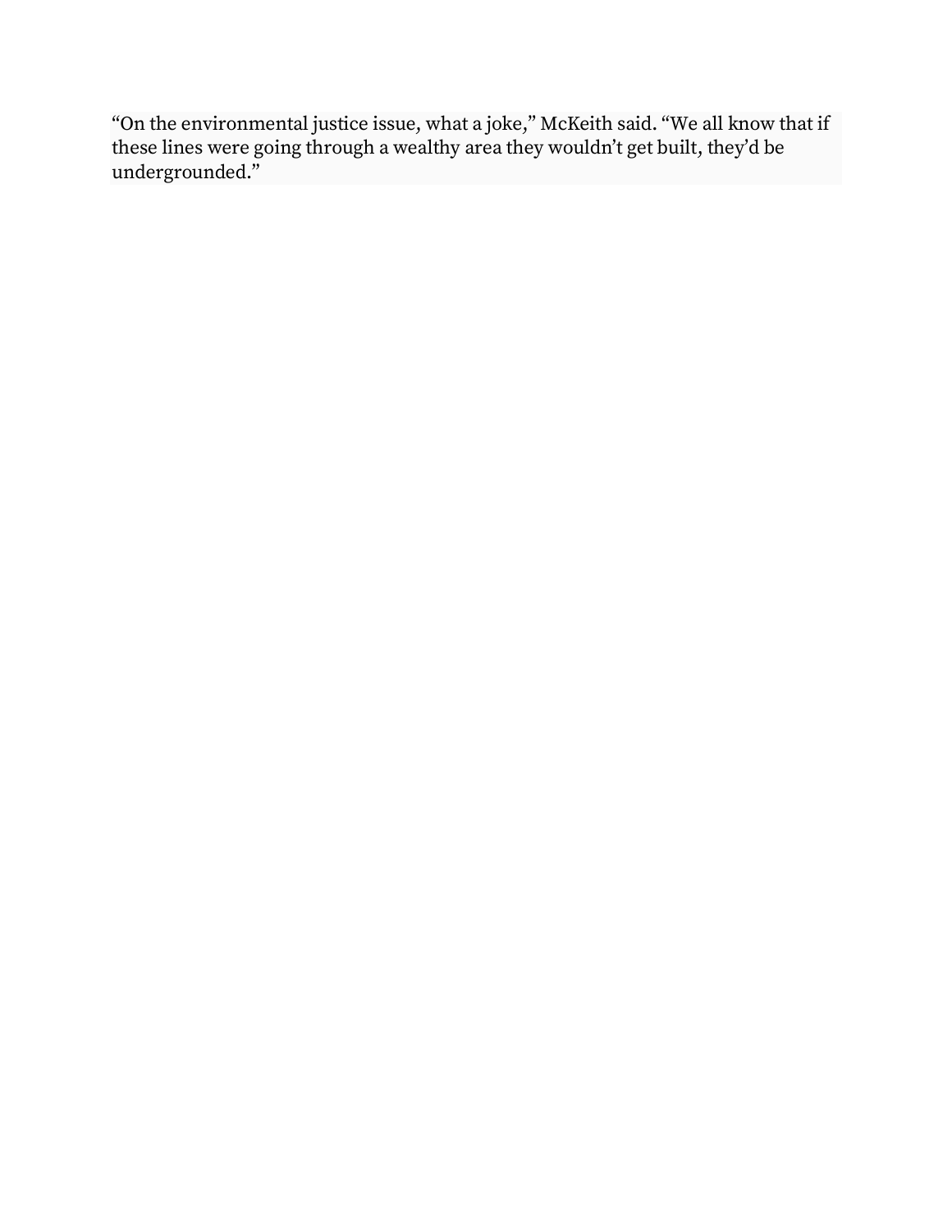“On the environmental justice issue, what a joke,” McKeith said. “We all know that if these lines were going through a wealthy area they wouldn’t get built, they’d be undergrounded.”